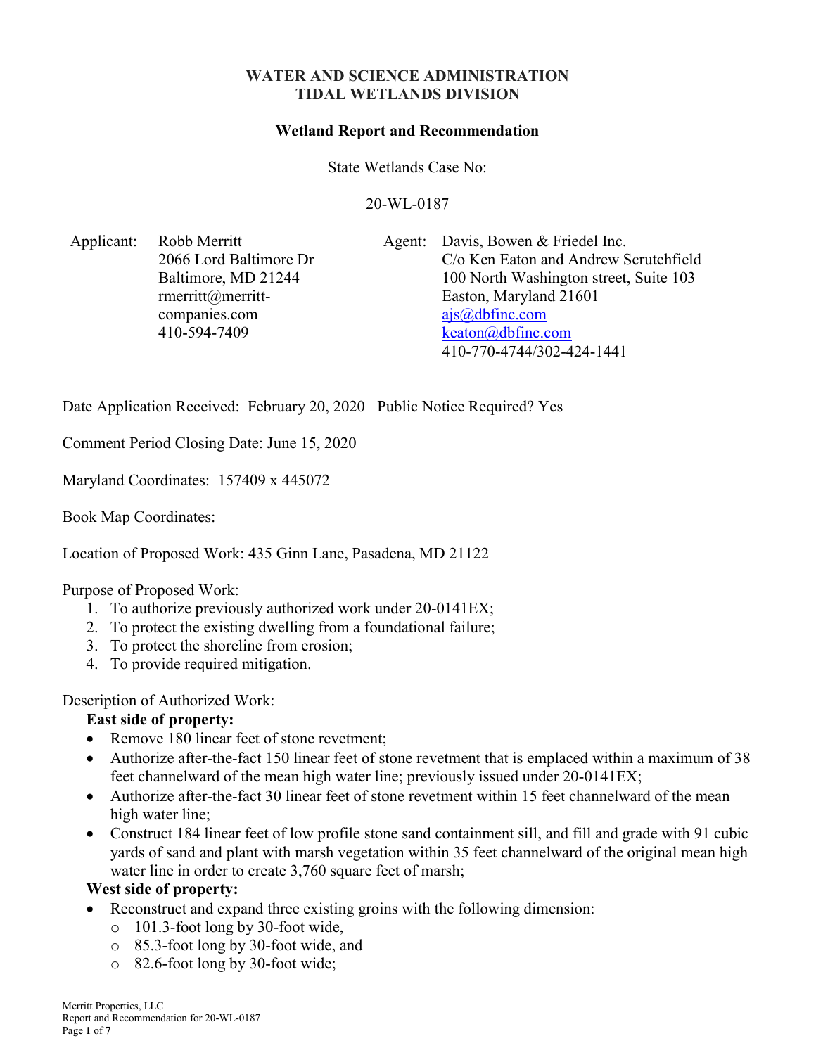# WATER AND SCIENCE ADMINISTRATION
# TIDAL WETLANDS DIVISION

## Wetland Report and Recommendation

State Wetlands Case No:

20-WL-0187

| Applicant: | Robb Merritt<br>2066 Lord Baltimore Dr<br>Baltimore, MD 21244<br>rmerritt@merritt-companies.com<br>410-594-7409 | Agent: | Davis, Bowen & Friedel Inc.<br>C/o Ken Eaton and Andrew Scrutchfield<br>100 North Washington street, Suite 103<br>Easton, Maryland 21601<br>ajs@dbfinc.com<br>keaton@dbfinc.com<br>410-770-4744/302-424-1441 |
|---|---|---|---|

Date Application Received: February 20, 2020 Public Notice Required? Yes

Comment Period Closing Date: June 15, 2020

Maryland Coordinates: 157409 x 445072

Book Map Coordinates:

Location of Proposed Work: 435 Ginn Lane, Pasadena, MD 21122

Purpose of Proposed Work:

1. To authorize previously authorized work under 20-0141EX;
2. To protect the existing dwelling from a foundational failure;
3. To protect the shoreline from erosion;
4. To provide required mitigation.

Description of Authorized Work:

**East side of property:**

- Remove 180 linear feet of stone revetment;
- Authorize after-the-fact 150 linear feet of stone revetment that is emplaced within a maximum of 38 feet channelward of the mean high water line; previously issued under 20-0141EX;
- Authorize after-the-fact 30 linear feet of stone revetment within 15 feet channelward of the mean high water line;
- Construct 184 linear feet of low profile stone sand containment sill, and fill and grade with 91 cubic yards of sand and plant with marsh vegetation within 35 feet channelward of the original mean high water line in order to create 3,760 square feet of marsh;

**West side of property:**

- Reconstruct and expand three existing groins with the following dimension:
  - 101.3-foot long by 30-foot wide,
  - 85.3-foot long by 30-foot wide, and
  - 82.6-foot long by 30-foot wide;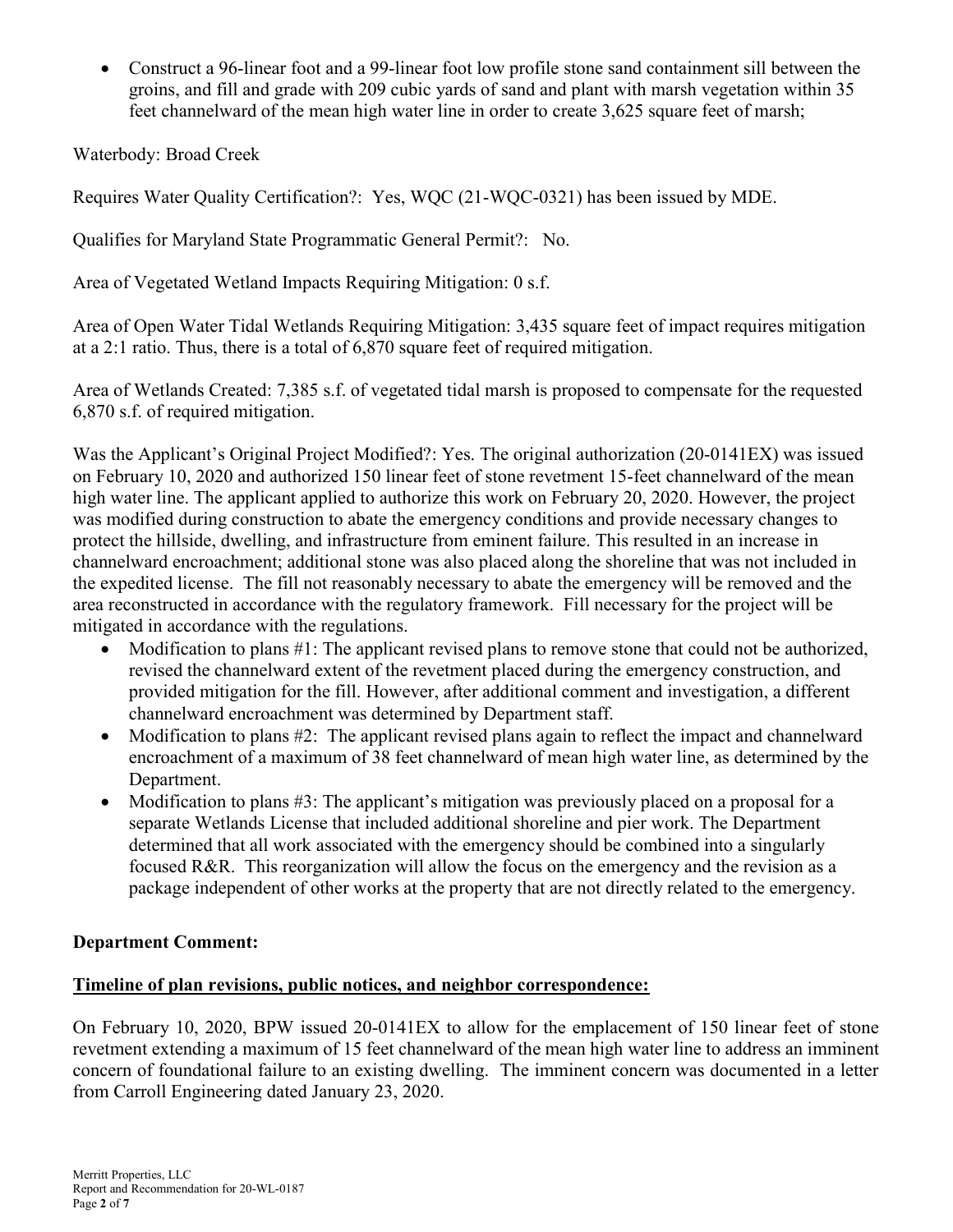- Construct a 96-linear foot and a 99-linear foot low profile stone sand containment sill between the groins, and fill and grade with 209 cubic yards of sand and plant with marsh vegetation within 35 feet channelward of the mean high water line in order to create 3,625 square feet of marsh;

Waterbody: Broad Creek

Requires Water Quality Certification?: Yes, WQC (21-WQC-0321) has been issued by MDE.

Qualifies for Maryland State Programmatic General Permit?: No.

Area of Vegetated Wetland Impacts Requiring Mitigation: 0 s.f.

Area of Open Water Tidal Wetlands Requiring Mitigation: 3,435 square feet of impact requires mitigation at a 2:1 ratio. Thus, there is a total of 6,870 square feet of required mitigation.

Area of Wetlands Created: 7,385 s.f. of vegetated tidal marsh is proposed to compensate for the requested 6,870 s.f. of required mitigation.

Was the Applicant's Original Project Modified?: Yes. The original authorization (20-0141EX) was issued on February 10, 2020 and authorized 150 linear feet of stone revetment 15-feet channelward of the mean high water line. The applicant applied to authorize this work on February 20, 2020. However, the project was modified during construction to abate the emergency conditions and provide necessary changes to protect the hillside, dwelling, and infrastructure from eminent failure. This resulted in an increase in channelward encroachment; additional stone was also placed along the shoreline that was not included in the expedited license. The fill not reasonably necessary to abate the emergency will be removed and the area reconstructed in accordance with the regulatory framework. Fill necessary for the project will be mitigated in accordance with the regulations.

- Modification to plans #1: The applicant revised plans to remove stone that could not be authorized, revised the channelward extent of the revetment placed during the emergency construction, and provided mitigation for the fill. However, after additional comment and investigation, a different channelward encroachment was determined by Department staff.
- Modification to plans #2: The applicant revised plans again to reflect the impact and channelward encroachment of a maximum of 38 feet channelward of mean high water line, as determined by the Department.
- Modification to plans #3: The applicant's mitigation was previously placed on a proposal for a separate Wetlands License that included additional shoreline and pier work. The Department determined that all work associated with the emergency should be combined into a singularly focused R&R. This reorganization will allow the focus on the emergency and the revision as a package independent of other works at the property that are not directly related to the emergency.

**Department Comment:**

**Timeline of plan revisions, public notices, and neighbor correspondence:**

On February 10, 2020, BPW issued 20-0141EX to allow for the emplacement of 150 linear feet of stone revetment extending a maximum of 15 feet channelward of the mean high water line to address an imminent concern of foundational failure to an existing dwelling. The imminent concern was documented in a letter from Carroll Engineering dated January 23, 2020.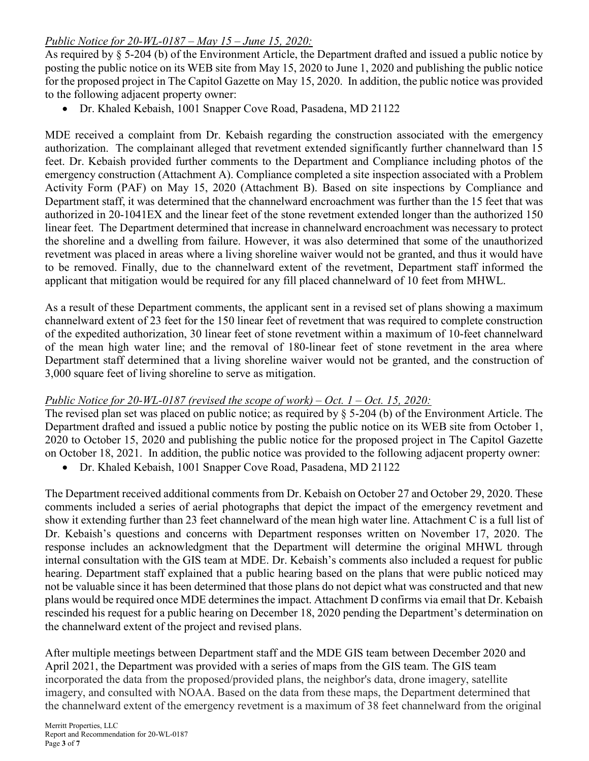*Public Notice for 20-WL-0187 – May 15 – June 15, 2020:*

As required by § 5-204 (b) of the Environment Article, the Department drafted and issued a public notice by posting the public notice on its WEB site from May 15, 2020 to June 1, 2020 and publishing the public notice for the proposed project in The Capitol Gazette on May 15, 2020. In addition, the public notice was provided to the following adjacent property owner:

- Dr. Khaled Kebaish, 1001 Snapper Cove Road, Pasadena, MD 21122

MDE received a complaint from Dr. Kebaish regarding the construction associated with the emergency authorization. The complainant alleged that revetment extended significantly further channelward than 15 feet. Dr. Kebaish provided further comments to the Department and Compliance including photos of the emergency construction (Attachment A). Compliance completed a site inspection associated with a Problem Activity Form (PAF) on May 15, 2020 (Attachment B). Based on site inspections by Compliance and Department staff, it was determined that the channelward encroachment was further than the 15 feet that was authorized in 20-1041EX and the linear feet of the stone revetment extended longer than the authorized 150 linear feet. The Department determined that increase in channelward encroachment was necessary to protect the shoreline and a dwelling from failure. However, it was also determined that some of the unauthorized revetment was placed in areas where a living shoreline waiver would not be granted, and thus it would have to be removed. Finally, due to the channelward extent of the revetment, Department staff informed the applicant that mitigation would be required for any fill placed channelward of 10 feet from MHWL.

As a result of these Department comments, the applicant sent in a revised set of plans showing a maximum channelward extent of 23 feet for the 150 linear feet of revetment that was required to complete construction of the expedited authorization, 30 linear feet of stone revetment within a maximum of 10-feet channelward of the mean high water line; and the removal of 180-linear feet of stone revetment in the area where Department staff determined that a living shoreline waiver would not be granted, and the construction of 3,000 square feet of living shoreline to serve as mitigation.

*Public Notice for 20-WL-0187 (revised the scope of work) – Oct. 1 – Oct. 15, 2020:*

The revised plan set was placed on public notice; as required by § 5-204 (b) of the Environment Article. The Department drafted and issued a public notice by posting the public notice on its WEB site from October 1, 2020 to October 15, 2020 and publishing the public notice for the proposed project in The Capitol Gazette on October 18, 2021. In addition, the public notice was provided to the following adjacent property owner:

- Dr. Khaled Kebaish, 1001 Snapper Cove Road, Pasadena, MD 21122

The Department received additional comments from Dr. Kebaish on October 27 and October 29, 2020. These comments included a series of aerial photographs that depict the impact of the emergency revetment and show it extending further than 23 feet channelward of the mean high water line. Attachment C is a full list of Dr. Kebaish's questions and concerns with Department responses written on November 17, 2020. The response includes an acknowledgment that the Department will determine the original MHWL through internal consultation with the GIS team at MDE. Dr. Kebaish's comments also included a request for public hearing. Department staff explained that a public hearing based on the plans that were public noticed may not be valuable since it has been determined that those plans do not depict what was constructed and that new plans would be required once MDE determines the impact. Attachment D confirms via email that Dr. Kebaish rescinded his request for a public hearing on December 18, 2020 pending the Department's determination on the channelward extent of the project and revised plans.

After multiple meetings between Department staff and the MDE GIS team between December 2020 and April 2021, the Department was provided with a series of maps from the GIS team. The GIS team incorporated the data from the proposed/provided plans, the neighbor's data, drone imagery, satellite imagery, and consulted with NOAA. Based on the data from these maps, the Department determined that the channelward extent of the emergency revetment is a maximum of 38 feet channelward from the original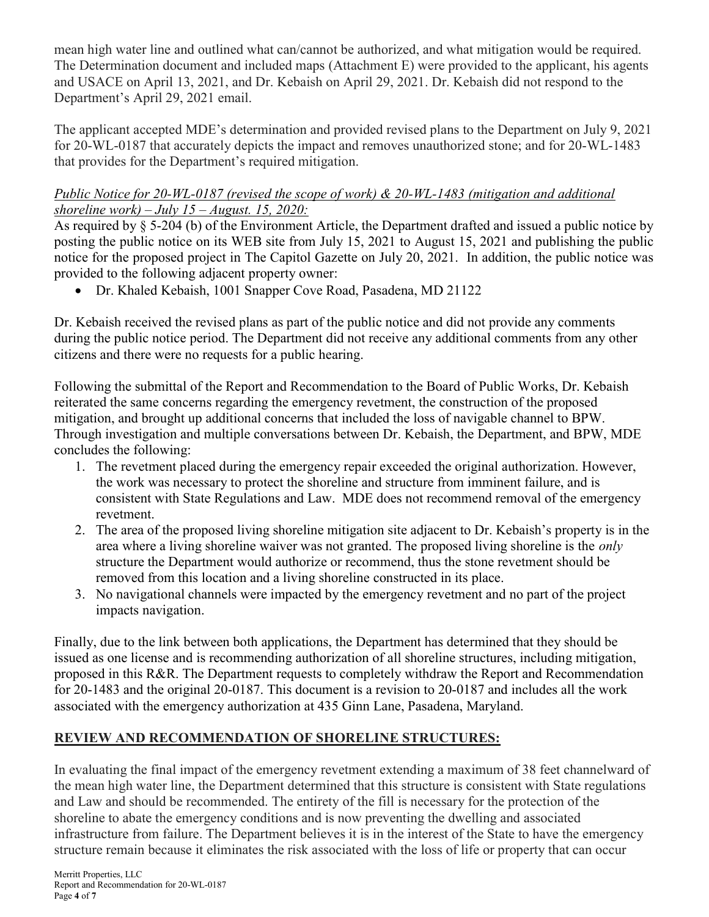mean high water line and outlined what can/cannot be authorized, and what mitigation would be required. The Determination document and included maps (Attachment E) were provided to the applicant, his agents and USACE on April 13, 2021, and Dr. Kebaish on April 29, 2021. Dr. Kebaish did not respond to the Department's April 29, 2021 email.

The applicant accepted MDE's determination and provided revised plans to the Department on July 9, 2021 for 20-WL-0187 that accurately depicts the impact and removes unauthorized stone; and for 20-WL-1483 that provides for the Department's required mitigation.

*<u>Public Notice for 20-WL-0187 (revised the scope of work) & 20-WL-1483 (mitigation and additional shoreline work) – July 15 – August. 15, 2020:</u>*

As required by § 5-204 (b) of the Environment Article, the Department drafted and issued a public notice by posting the public notice on its WEB site from July 15, 2021 to August 15, 2021 and publishing the public notice for the proposed project in The Capitol Gazette on July 20, 2021. In addition, the public notice was provided to the following adjacent property owner:

- Dr. Khaled Kebaish, 1001 Snapper Cove Road, Pasadena, MD 21122

Dr. Kebaish received the revised plans as part of the public notice and did not provide any comments during the public notice period. The Department did not receive any additional comments from any other citizens and there were no requests for a public hearing.

Following the submittal of the Report and Recommendation to the Board of Public Works, Dr. Kebaish reiterated the same concerns regarding the emergency revetment, the construction of the proposed mitigation, and brought up additional concerns that included the loss of navigable channel to BPW. Through investigation and multiple conversations between Dr. Kebaish, the Department, and BPW, MDE concludes the following:

1. The revetment placed during the emergency repair exceeded the original authorization. However, the work was necessary to protect the shoreline and structure from imminent failure, and is consistent with State Regulations and Law. MDE does not recommend removal of the emergency revetment.
2. The area of the proposed living shoreline mitigation site adjacent to Dr. Kebaish's property is in the area where a living shoreline waiver was not granted. The proposed living shoreline is the *only* structure the Department would authorize or recommend, thus the stone revetment should be removed from this location and a living shoreline constructed in its place.
3. No navigational channels were impacted by the emergency revetment and no part of the project impacts navigation.

Finally, due to the link between both applications, the Department has determined that they should be issued as one license and is recommending authorization of all shoreline structures, including mitigation, proposed in this R&R. The Department requests to completely withdraw the Report and Recommendation for 20-1483 and the original 20-0187. This document is a revision to 20-0187 and includes all the work associated with the emergency authorization at 435 Ginn Lane, Pasadena, Maryland.

## <u>REVIEW AND RECOMMENDATION OF SHORELINE STRUCTURES:</u>

In evaluating the final impact of the emergency revetment extending a maximum of 38 feet channelward of the mean high water line, the Department determined that this structure is consistent with State regulations and Law and should be recommended. The entirety of the fill is necessary for the protection of the shoreline to abate the emergency conditions and is now preventing the dwelling and associated infrastructure from failure. The Department believes it is in the interest of the State to have the emergency structure remain because it eliminates the risk associated with the loss of life or property that can occur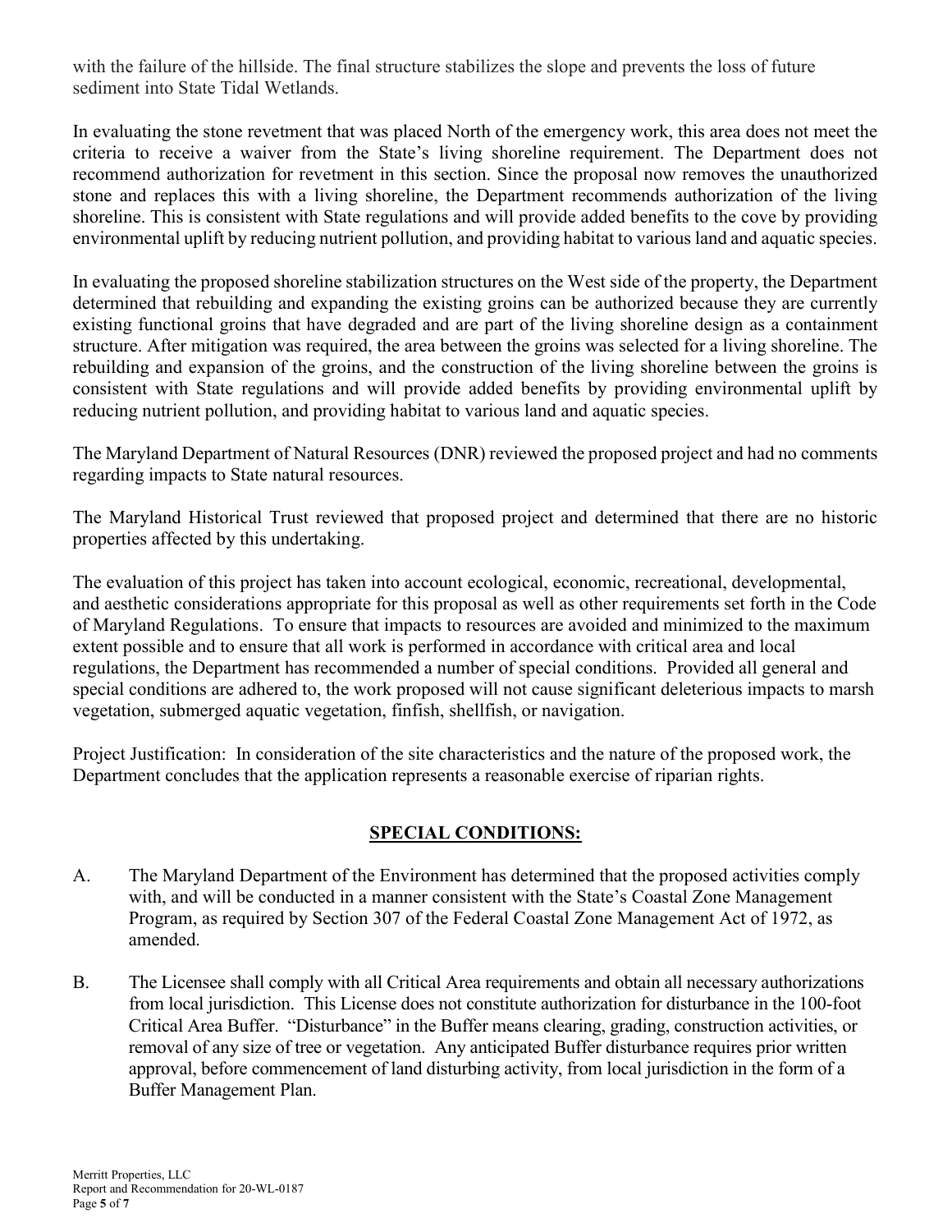with the failure of the hillside. The final structure stabilizes the slope and prevents the loss of future sediment into State Tidal Wetlands.

In evaluating the stone revetment that was placed North of the emergency work, this area does not meet the criteria to receive a waiver from the State's living shoreline requirement. The Department does not recommend authorization for revetment in this section. Since the proposal now removes the unauthorized stone and replaces this with a living shoreline, the Department recommends authorization of the living shoreline. This is consistent with State regulations and will provide added benefits to the cove by providing environmental uplift by reducing nutrient pollution, and providing habitat to various land and aquatic species.

In evaluating the proposed shoreline stabilization structures on the West side of the property, the Department determined that rebuilding and expanding the existing groins can be authorized because they are currently existing functional groins that have degraded and are part of the living shoreline design as a containment structure. After mitigation was required, the area between the groins was selected for a living shoreline. The rebuilding and expansion of the groins, and the construction of the living shoreline between the groins is consistent with State regulations and will provide added benefits by providing environmental uplift by reducing nutrient pollution, and providing habitat to various land and aquatic species.

The Maryland Department of Natural Resources (DNR) reviewed the proposed project and had no comments regarding impacts to State natural resources.

The Maryland Historical Trust reviewed that proposed project and determined that there are no historic properties affected by this undertaking.

The evaluation of this project has taken into account ecological, economic, recreational, developmental, and aesthetic considerations appropriate for this proposal as well as other requirements set forth in the Code of Maryland Regulations. To ensure that impacts to resources are avoided and minimized to the maximum extent possible and to ensure that all work is performed in accordance with critical area and local regulations, the Department has recommended a number of special conditions. Provided all general and special conditions are adhered to, the work proposed will not cause significant deleterious impacts to marsh vegetation, submerged aquatic vegetation, finfish, shellfish, or navigation.

Project Justification: In consideration of the site characteristics and the nature of the proposed work, the Department concludes that the application represents a reasonable exercise of riparian rights.

## SPECIAL CONDITIONS:

A. The Maryland Department of the Environment has determined that the proposed activities comply with, and will be conducted in a manner consistent with the State's Coastal Zone Management Program, as required by Section 307 of the Federal Coastal Zone Management Act of 1972, as amended.

B. The Licensee shall comply with all Critical Area requirements and obtain all necessary authorizations from local jurisdiction. This License does not constitute authorization for disturbance in the 100-foot Critical Area Buffer. "Disturbance" in the Buffer means clearing, grading, construction activities, or removal of any size of tree or vegetation. Any anticipated Buffer disturbance requires prior written approval, before commencement of land disturbing activity, from local jurisdiction in the form of a Buffer Management Plan.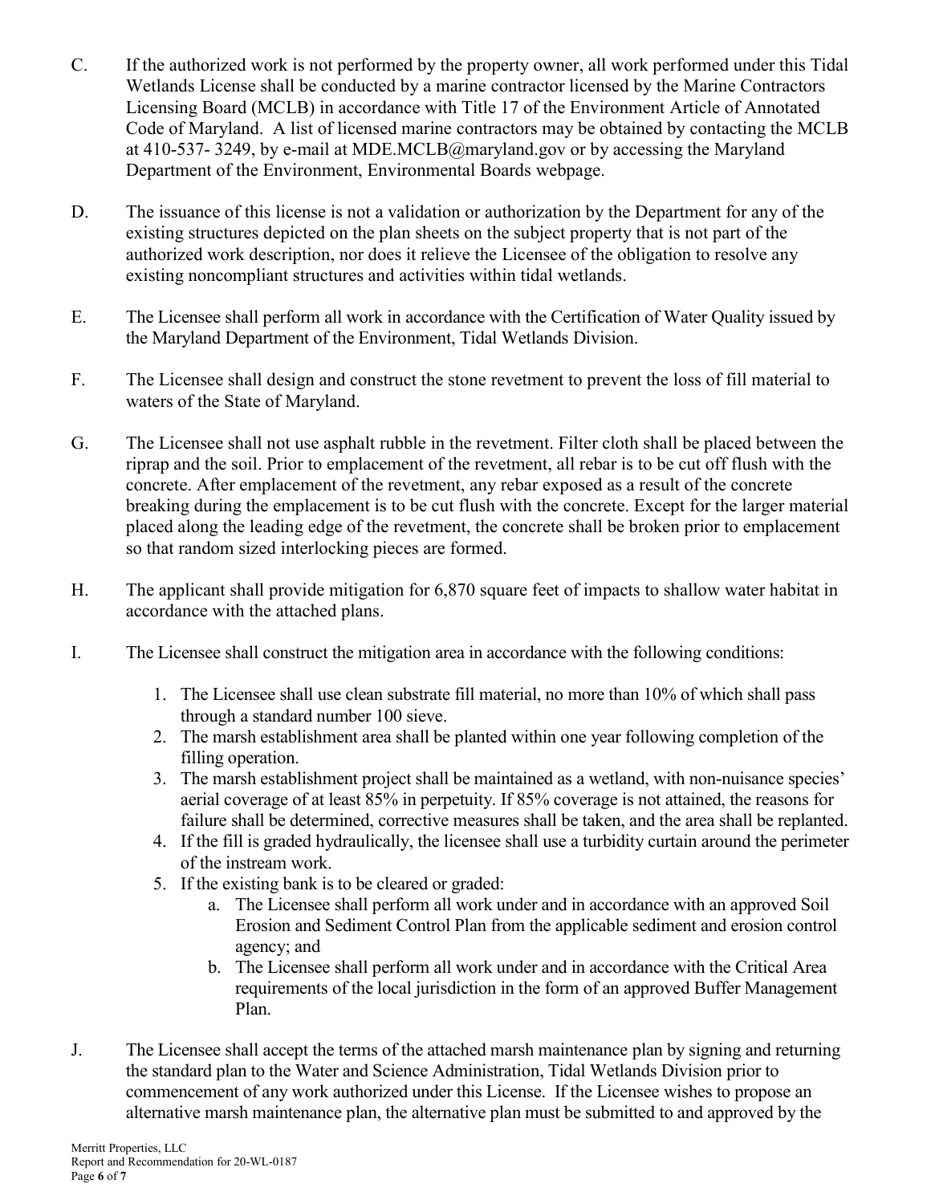C. If the authorized work is not performed by the property owner, all work performed under this Tidal Wetlands License shall be conducted by a marine contractor licensed by the Marine Contractors Licensing Board (MCLB) in accordance with Title 17 of the Environment Article of Annotated Code of Maryland. A list of licensed marine contractors may be obtained by contacting the MCLB at 410-537- 3249, by e-mail at MDE.MCLB@maryland.gov or by accessing the Maryland Department of the Environment, Environmental Boards webpage.

D. The issuance of this license is not a validation or authorization by the Department for any of the existing structures depicted on the plan sheets on the subject property that is not part of the authorized work description, nor does it relieve the Licensee of the obligation to resolve any existing noncompliant structures and activities within tidal wetlands.

E. The Licensee shall perform all work in accordance with the Certification of Water Quality issued by the Maryland Department of the Environment, Tidal Wetlands Division.

F. The Licensee shall design and construct the stone revetment to prevent the loss of fill material to waters of the State of Maryland.

G. The Licensee shall not use asphalt rubble in the revetment. Filter cloth shall be placed between the riprap and the soil. Prior to emplacement of the revetment, all rebar is to be cut off flush with the concrete. After emplacement of the revetment, any rebar exposed as a result of the concrete breaking during the emplacement is to be cut flush with the concrete. Except for the larger material placed along the leading edge of the revetment, the concrete shall be broken prior to emplacement so that random sized interlocking pieces are formed.

H. The applicant shall provide mitigation for 6,870 square feet of impacts to shallow water habitat in accordance with the attached plans.

I. The Licensee shall construct the mitigation area in accordance with the following conditions:

1. The Licensee shall use clean substrate fill material, no more than 10% of which shall pass through a standard number 100 sieve.
2. The marsh establishment area shall be planted within one year following completion of the filling operation.
3. The marsh establishment project shall be maintained as a wetland, with non-nuisance species' aerial coverage of at least 85% in perpetuity. If 85% coverage is not attained, the reasons for failure shall be determined, corrective measures shall be taken, and the area shall be replanted.
4. If the fill is graded hydraulically, the licensee shall use a turbidity curtain around the perimeter of the instream work.
5. If the existing bank is to be cleared or graded:
   a. The Licensee shall perform all work under and in accordance with an approved Soil Erosion and Sediment Control Plan from the applicable sediment and erosion control agency; and
   b. The Licensee shall perform all work under and in accordance with the Critical Area requirements of the local jurisdiction in the form of an approved Buffer Management Plan.

J. The Licensee shall accept the terms of the attached marsh maintenance plan by signing and returning the standard plan to the Water and Science Administration, Tidal Wetlands Division prior to commencement of any work authorized under this License. If the Licensee wishes to propose an alternative marsh maintenance plan, the alternative plan must be submitted to and approved by the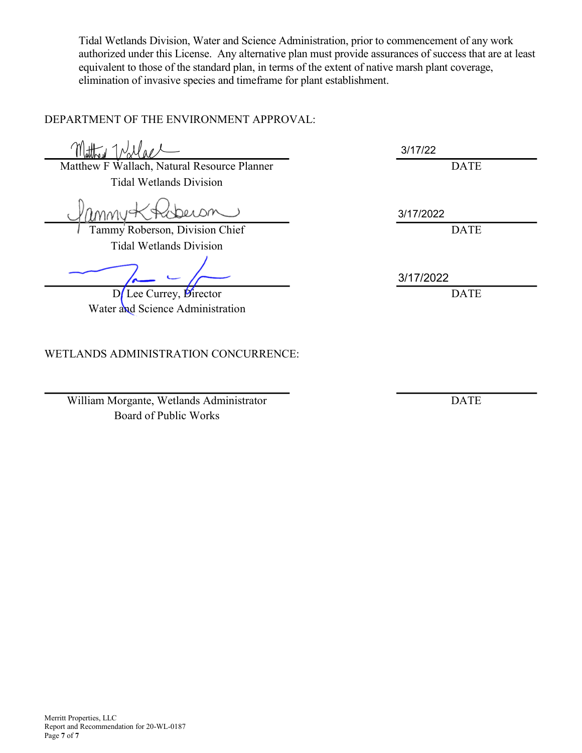Tidal Wetlands Division, Water and Science Administration, prior to commencement of any work authorized under this License. Any alternative plan must provide assurances of success that are at least equivalent to those of the standard plan, in terms of the extent of native marsh plant coverage, elimination of invasive species and timeframe for plant establishment.

DEPARTMENT OF THE ENVIRONMENT APPROVAL:

| | |
|---|---|
| Matthew F Wallach, Natural Resource Planner<br>Tidal Wetlands Division | 3/17/22<br>DATE |
| Tammy Roberson, Division Chief<br>Tidal Wetlands Division | 3/17/2022<br>DATE |
| D. Lee Currey, Director<br>Water and Science Administration | 3/17/2022<br>DATE |

WETLANDS ADMINISTRATION CONCURRENCE:

| | |
|---|---|
| William Morgante, Wetlands Administrator<br>Board of Public Works | DATE |

Merritt Properties, LLC
Report and Recommendation for 20-WL-0187